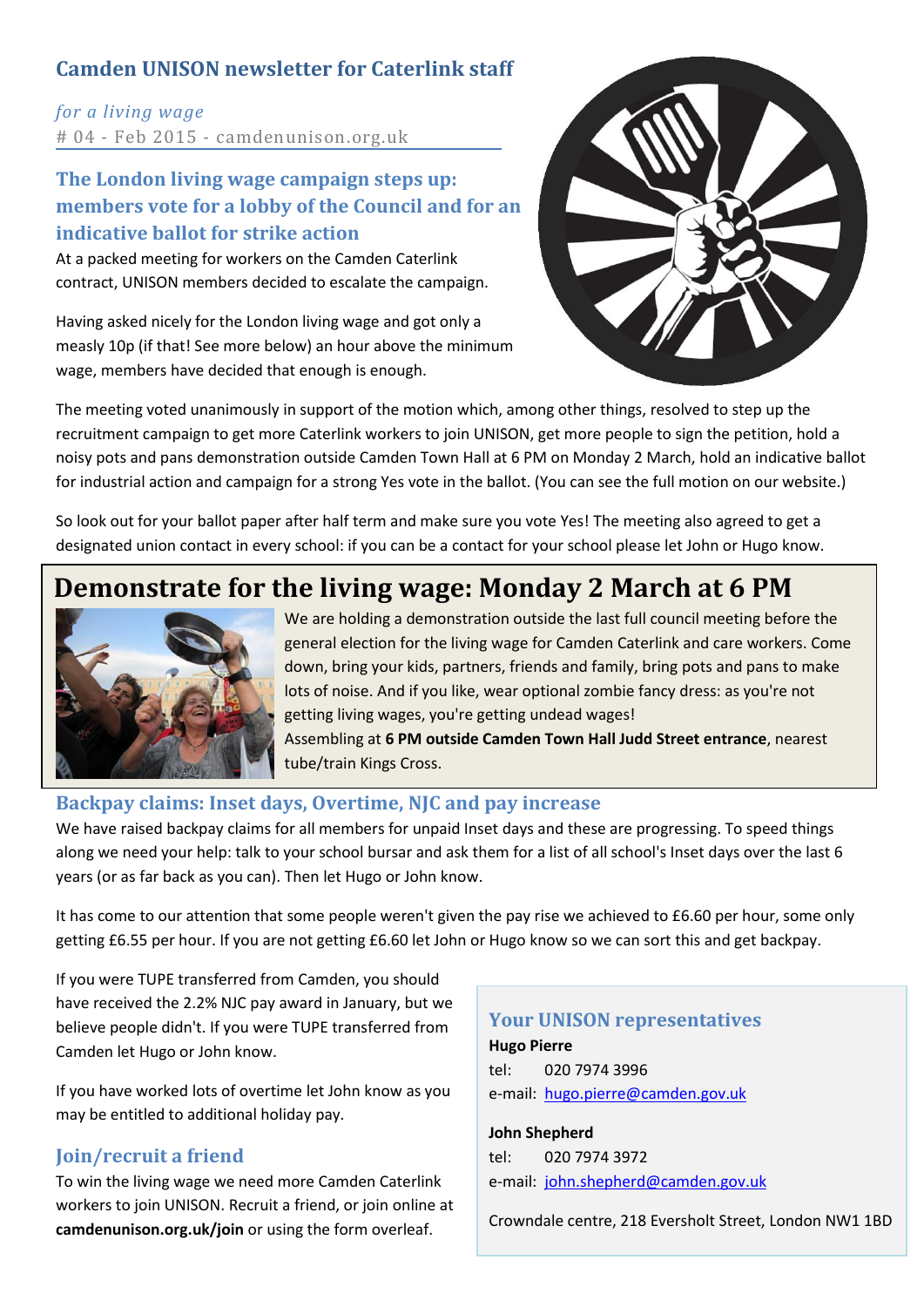# Camden UNISON newsletter for Caterlink staff

*for a living wage*

# 04 - Feb 2015 - camdenunison.org.uk

## The London living wage campaign steps up: members vote for a lobby of the Council and for an indicative ballot for strike action

At a packed meeting for workers on the Camden Caterlink contract, UNISON members decided to escalate the campaign.

Having asked nicely for the London living wage and got only a measly 10p (if that! See more below) an hour above the minimum wage, members have decided that enough is enough.

The meeting voted unanimously in support of the motion which, among other things, resolved to step up the recruitment campaign to get more Caterlink workers to join UNISON, get more people to sign the petition, hold a noisy pots and pans demonstration outside Camden Town Hall at 6 PM on Monday 2 March, hold an indicative ballot for industrial action and campaign for a strong Yes vote in the ballot. (You can see the full motion on our website.)

So look out for your ballot paper after half term and make sure you vote Yes! The meeting also agreed to get a designated union contact in every school: if you can be a contact for your school please let John or Hugo know.

## Demonstrate for the living wage: Monday 2 March at 6 PM

We are holding a demonstration outside the last full council meeting before the general election for the living wage for Camden Caterlink and care workers. Come down, bring your kids, partners, friends and family, bring pots and pans to make lots of noise. And if you like, wear optional zombie fancy dress: as you're not getting living wages, you're getting undead wages!

Assembling at **6 PM outside Camden Town Hall Judd Street entrance**, nearest tube/train Kings Cross.

## Backpay claims: Inset days, Overtime, NJC and pay increase

We have raised backpay claims for all members for unpaid Inset days and these are progressing. To speed things along we need your help: talk to your school bursar and ask them for a list of all school's Inset days over the last 6 years (or as far back as you can). Then let Hugo or John know.

It has come to our attention that some people weren't given the pay rise we achieved to £6.60 per hour, some only getting £6.55 per hour. If you are not getting £6.60 let John or Hugo know so we can sort this and get backpay.

If you were TUPE transferred from Camden, you should have received the 2.2% NJC pay award in January, but we believe people didn't. If you were TUPE transferred from Camden let Hugo or John know.

If you have worked lots of overtime let John know as you may be entitled to additional holiday pay.

## Join/recruit a friend

To win the living wage we need more Camden Caterlink workers to join UNISON. Recruit a friend, or join online at **camdenunison.org.uk/join** or using the form overleaf.

## Your UNISON representatives

**Hugo Pierre**

tel: 020 7974 3996

e-mail: hugo.pierre@camden.gov.uk

**John Shepherd**

tel: 020 7974 3972

e-mail: john.shepherd@camden.gov.uk

Crowndale centre, 218 Eversholt Street, London NW1 1BD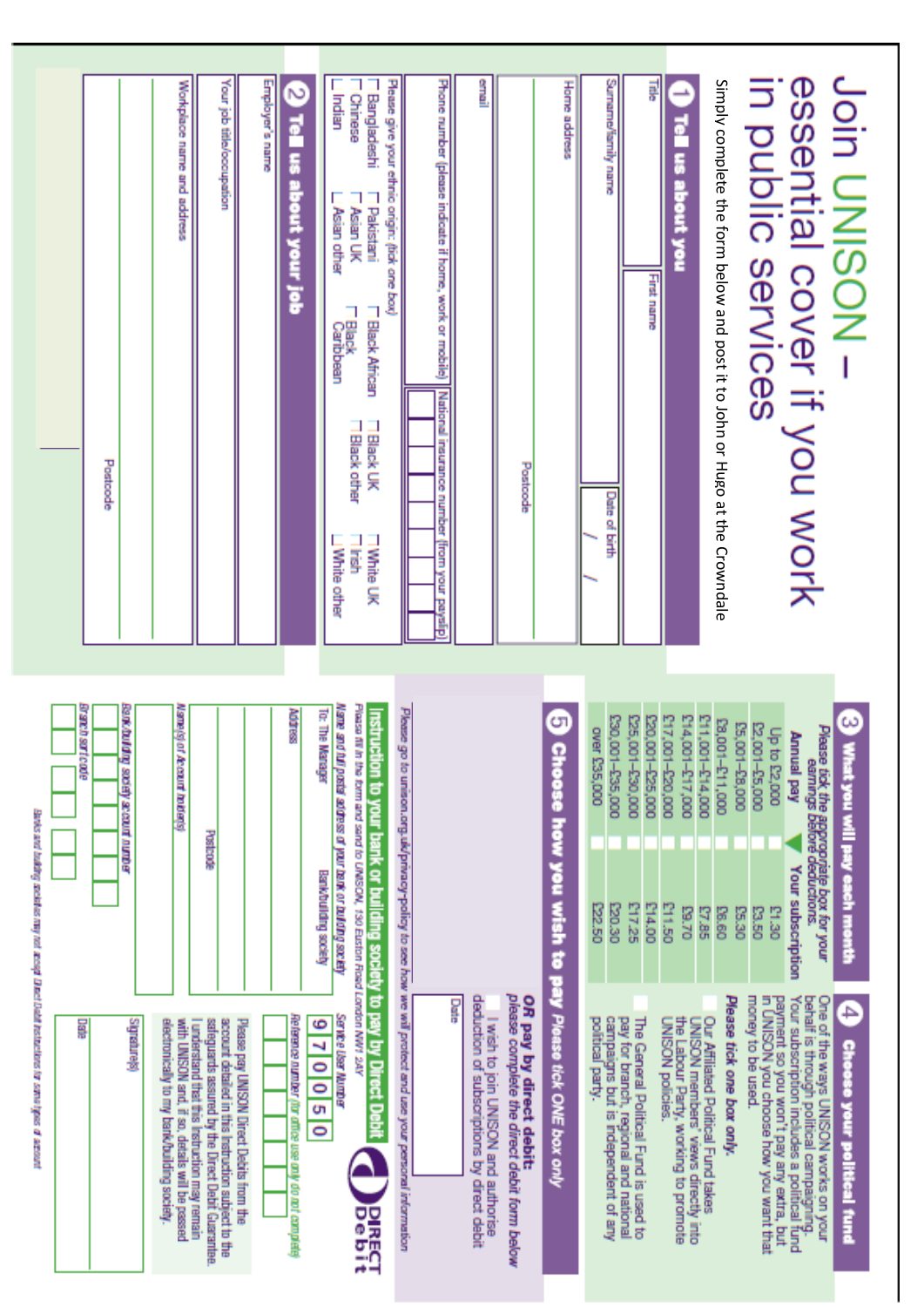# Join UNISON – essential cover if you work in public services

Simply complete the form below and post it to John or Hugo at the Crowndale

## 1 Tell us about you

Title

First name

Surname/family name

Date of birth / /

Home address

Postcode

email

Phone number (please indicate if home, work or mobile)

National insurance number (from your payslip)

Please give your ethnic origin: (tick one box)

- Bangladeshi
- Pakistani
- Black African
- Black UK
- White UK
- Chinese
- Asian UK
- Black Caribbean
- Black other
- Irish
- Indian
- Asian other
- White other

## 2 Tell us about your job

Employer's name

Your job title/occupation

Workplace name and address

Postcode

## 3 What you will pay each month

Please tick the appropriate box for your earnings before deductions.

| Annual pay | | Your subscription |
|---|---|---|
| Up to £2,000 | | £1.30 |
| £2,001–£5,000 | | £3.50 |
| £5,001–£8,000 | | £5.30 |
| £8,001–£11,000 | | £6.60 |
| £11,001–£14,000 | | £7.85 |
| £14,001–£17,000 | | £9.70 |
| £17,001–£20,000 | | £11.50 |
| £20,001–£25,000 | | £14.00 |
| £25,001–£30,000 | | £17.25 |
| £30,001–£35,000 | | £20.30 |
| over £35,000 | | £22.50 |

## 4 Choose your political fund

One of the ways UNISON works on your behalf is through political campaigning. Your subscription includes a political fund payment so you won't pay any extra, but in UNISON you choose how you want that money to be used.

**Please tick one box only.**

- Our Affiliated Political Fund takes UNISON members' views directly into the Labour Party, working to promote UNISON policies.
- The General Political Fund is used to pay for branch, regional and national campaigns but is independent of any political party.

## 5 Choose how you wish to pay *Please tick ONE box only*

**OR pay by direct debit**

*please complete the direct debit form below*

- I wish to join UNISON and authorise deduction of subscriptions by direct debit

Date

Please go to unison.org.uk/privacy-policy to see how we will protect and use your personal information

## Instruction to your bank or building society to pay by Direct Debit

DIRECT Debit

Please fill in the form and send to UNISON, 130 Euston Road London NW1 2AY

Name and full postal address of your bank or building society

To: The Manager    Bank/building society

Address

Postcode

Name(s) of Account holder(s)

Bank/building society account number

Branch sort code

Service User Number

9 7 0 0 5 0

Reference number (for office use only do not complete)

Please pay UNISON Direct Debits from the account detailed in this instruction subject to the safeguards assured by the Direct Debit Guarantee. I understand that this instruction may remain with UNISON and, if so, details will be passed electronically to my bank/building society.

Signature(s)

Date

Banks and building societies may not accept Direct Debit instructions for some types of account